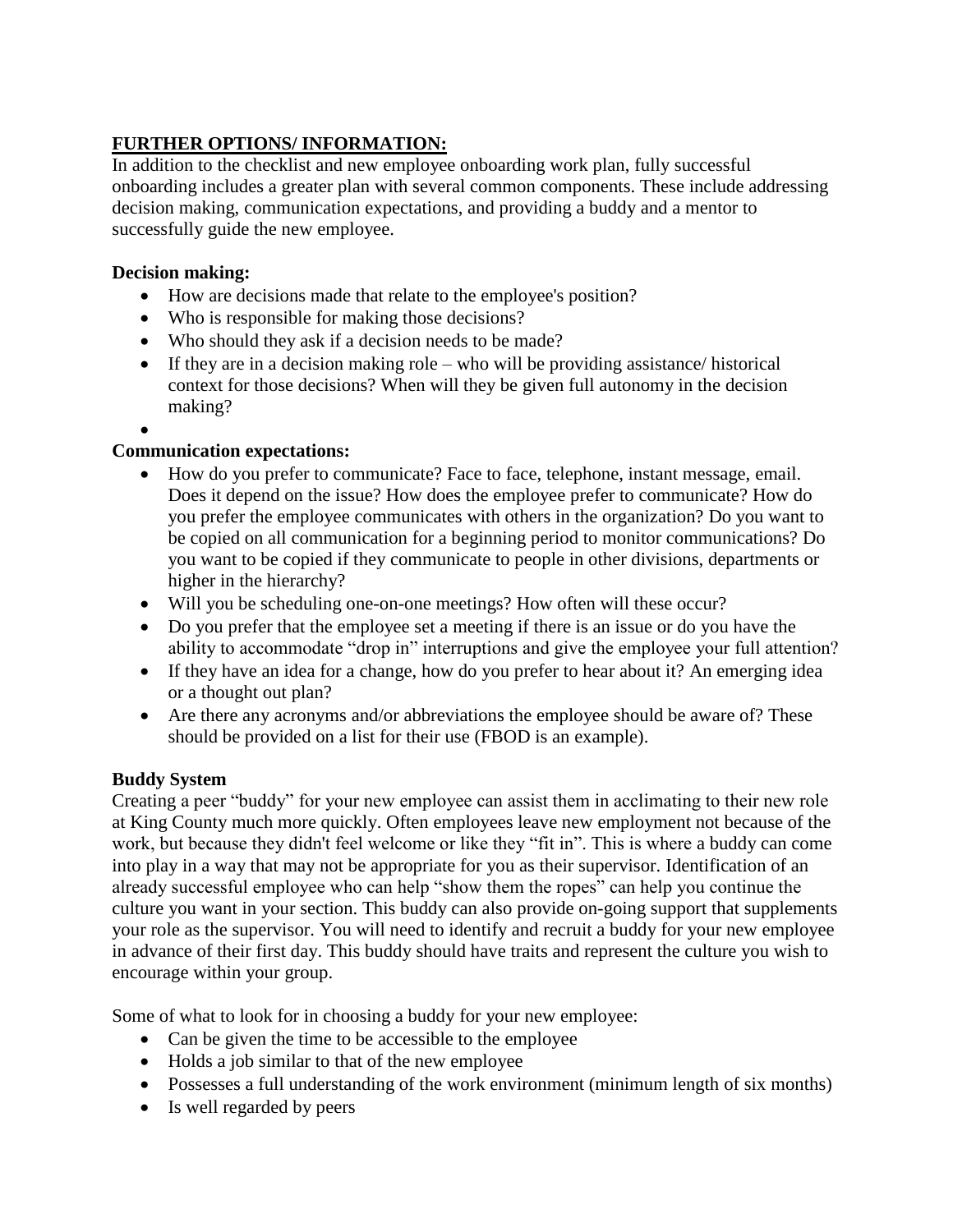## FURTHER OPTIONS/ INFORMATION:

In addition to the checklist and new employee onboarding work plan, fully successful onboarding includes a greater plan with several common components. These include addressing decision making, communication expectations, and providing a buddy and a mentor to successfully guide the new employee.

### Decision making:

- How are decisions made that relate to the employee's position?
- Who is responsible for making those decisions?
- Who should they ask if a decision needs to be made?
- If they are in a decision making role – who will be providing assistance/ historical context for those decisions? When will they be given full autonomy in the decision making?

### Communication expectations:

- How do you prefer to communicate? Face to face, telephone, instant message, email. Does it depend on the issue? How does the employee prefer to communicate? How do you prefer the employee communicates with others in the organization? Do you want to be copied on all communication for a beginning period to monitor communications? Do you want to be copied if they communicate to people in other divisions, departments or higher in the hierarchy?
- Will you be scheduling one-on-one meetings? How often will these occur?
- Do you prefer that the employee set a meeting if there is an issue or do you have the ability to accommodate "drop in" interruptions and give the employee your full attention?
- If they have an idea for a change, how do you prefer to hear about it? An emerging idea or a thought out plan?
- Are there any acronyms and/or abbreviations the employee should be aware of? These should be provided on a list for their use (FBOD is an example).

### Buddy System

Creating a peer "buddy" for your new employee can assist them in acclimating to their new role at King County much more quickly. Often employees leave new employment not because of the work, but because they didn't feel welcome or like they "fit in". This is where a buddy can come into play in a way that may not be appropriate for you as their supervisor. Identification of an already successful employee who can help "show them the ropes" can help you continue the culture you want in your section. This buddy can also provide on-going support that supplements your role as the supervisor. You will need to identify and recruit a buddy for your new employee in advance of their first day. This buddy should have traits and represent the culture you wish to encourage within your group.

Some of what to look for in choosing a buddy for your new employee:

- Can be given the time to be accessible to the employee
- Holds a job similar to that of the new employee
- Possesses a full understanding of the work environment (minimum length of six months)
- Is well regarded by peers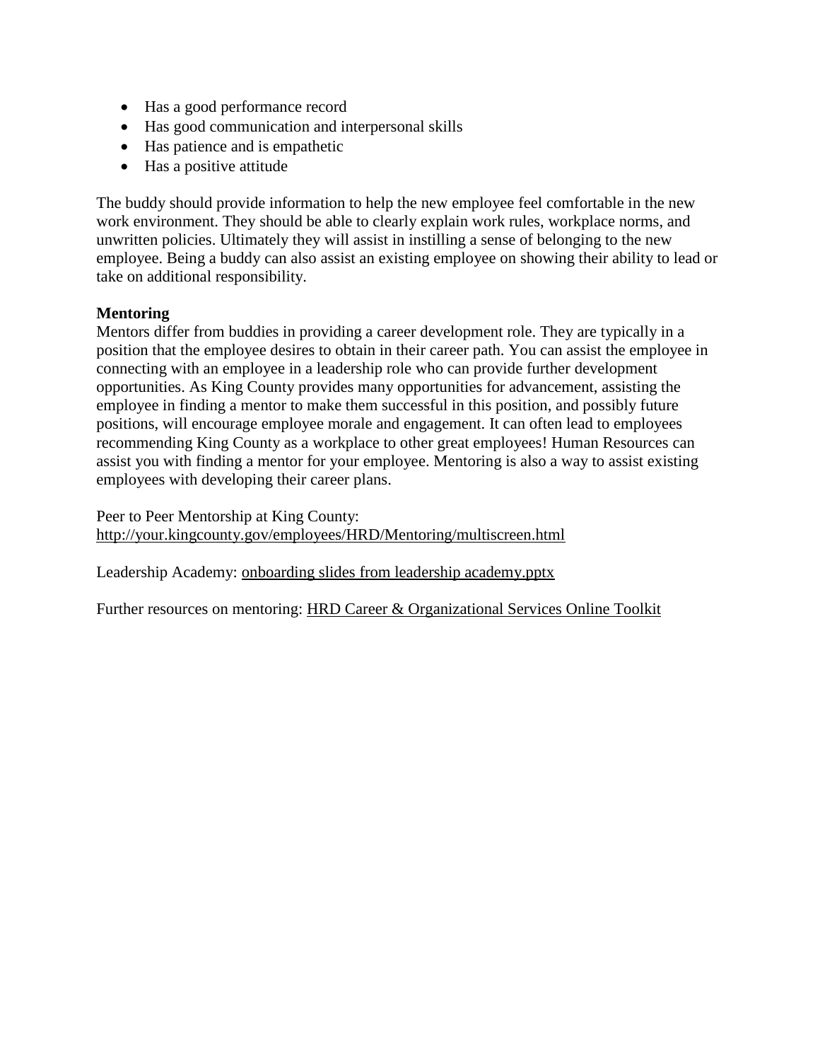- Has a good performance record
- Has good communication and interpersonal skills
- Has patience and is empathetic
- Has a positive attitude

The buddy should provide information to help the new employee feel comfortable in the new work environment. They should be able to clearly explain work rules, workplace norms, and unwritten policies. Ultimately they will assist in instilling a sense of belonging to the new employee. Being a buddy can also assist an existing employee on showing their ability to lead or take on additional responsibility.

**Mentoring**

Mentors differ from buddies in providing a career development role. They are typically in a position that the employee desires to obtain in their career path. You can assist the employee in connecting with an employee in a leadership role who can provide further development opportunities. As King County provides many opportunities for advancement, assisting the employee in finding a mentor to make them successful in this position, and possibly future positions, will encourage employee morale and engagement. It can often lead to employees recommending King County as a workplace to other great employees! Human Resources can assist you with finding a mentor for your employee. Mentoring is also a way to assist existing employees with developing their career plans.

Peer to Peer Mentorship at King County:
http://your.kingcounty.gov/employees/HRD/Mentoring/multiscreen.html

Leadership Academy: onboarding slides from leadership academy.pptx

Further resources on mentoring: HRD Career & Organizational Services Online Toolkit